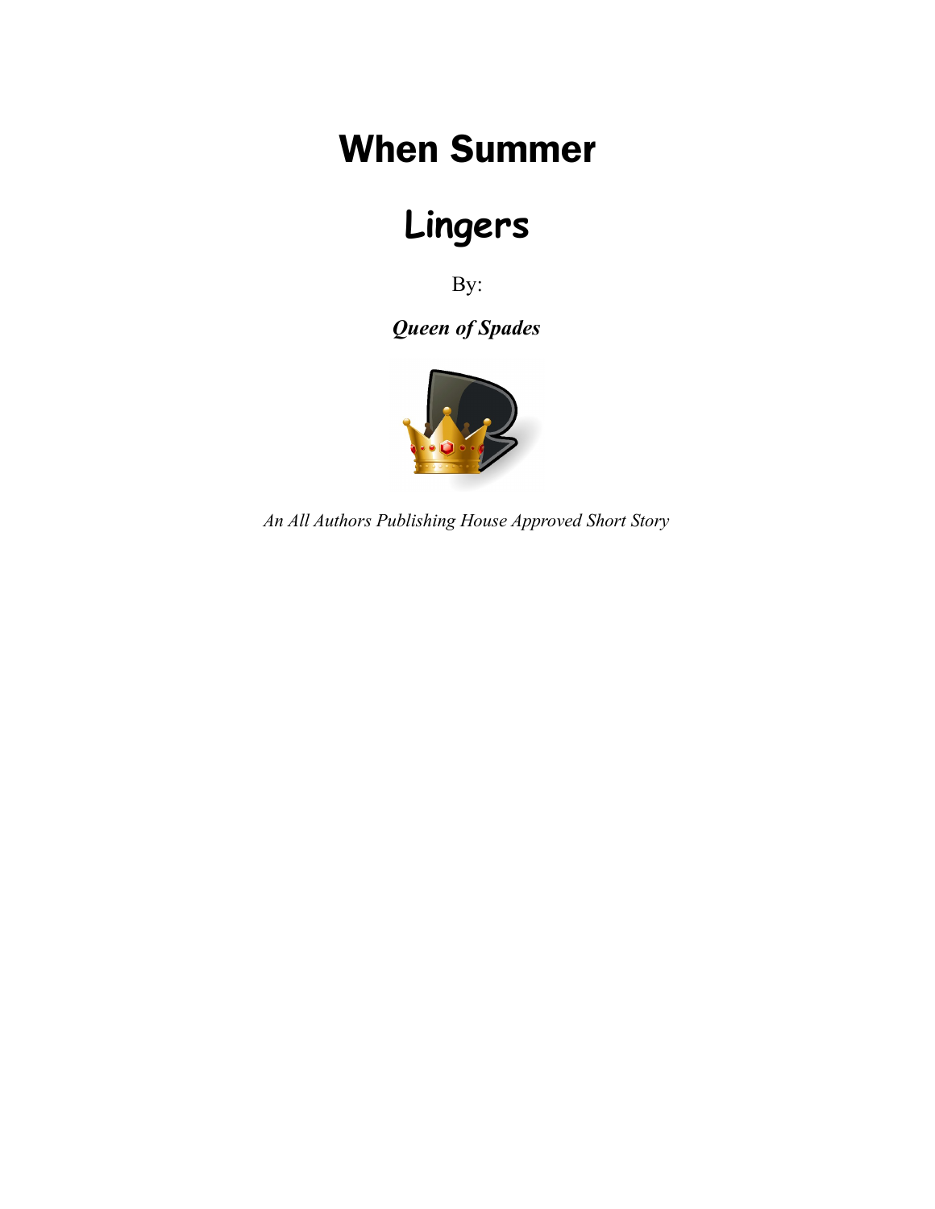# When Summer

# Lingers

By:

***Queen of Spades***

*An All Authors Publishing House Approved Short Story*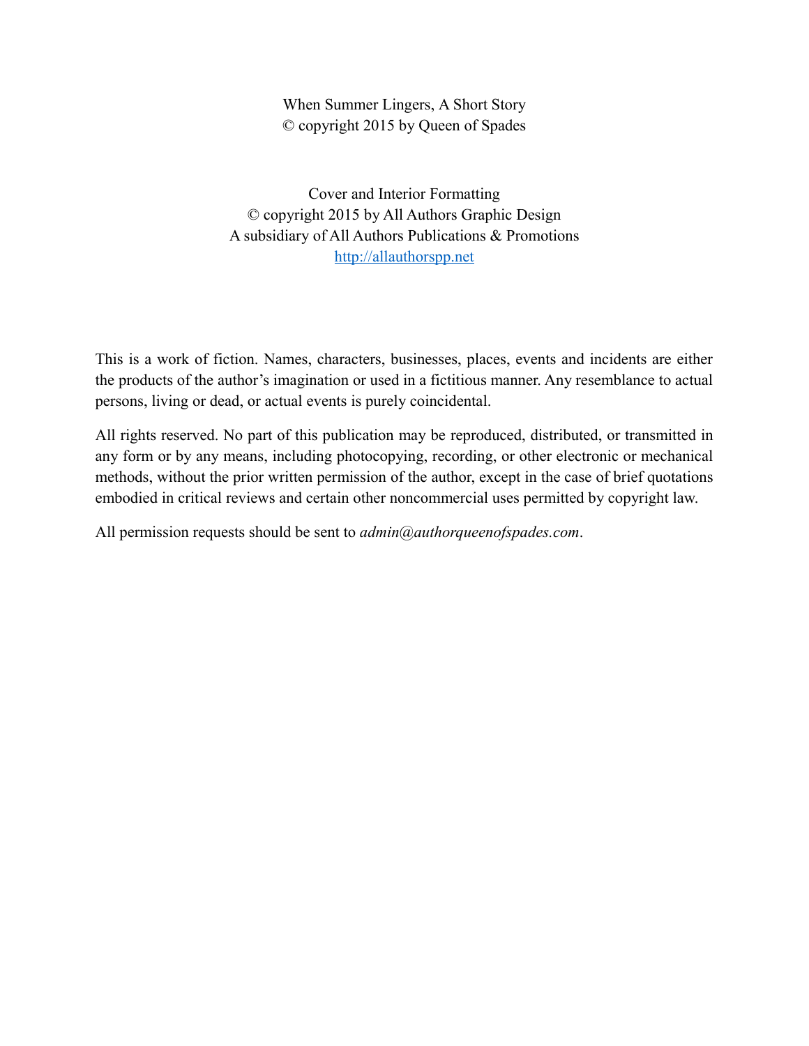When Summer Lingers, A Short Story
© copyright 2015 by Queen of Spades

Cover and Interior Formatting
© copyright 2015 by All Authors Graphic Design
A subsidiary of All Authors Publications & Promotions
[http://allauthorspp.net](http://allauthorspp.net)

This is a work of fiction. Names, characters, businesses, places, events and incidents are either the products of the author's imagination or used in a fictitious manner. Any resemblance to actual persons, living or dead, or actual events is purely coincidental.

All rights reserved. No part of this publication may be reproduced, distributed, or transmitted in any form or by any means, including photocopying, recording, or other electronic or mechanical methods, without the prior written permission of the author, except in the case of brief quotations embodied in critical reviews and certain other noncommercial uses permitted by copyright law.

All permission requests should be sent to *admin@authorqueenofspades.com*.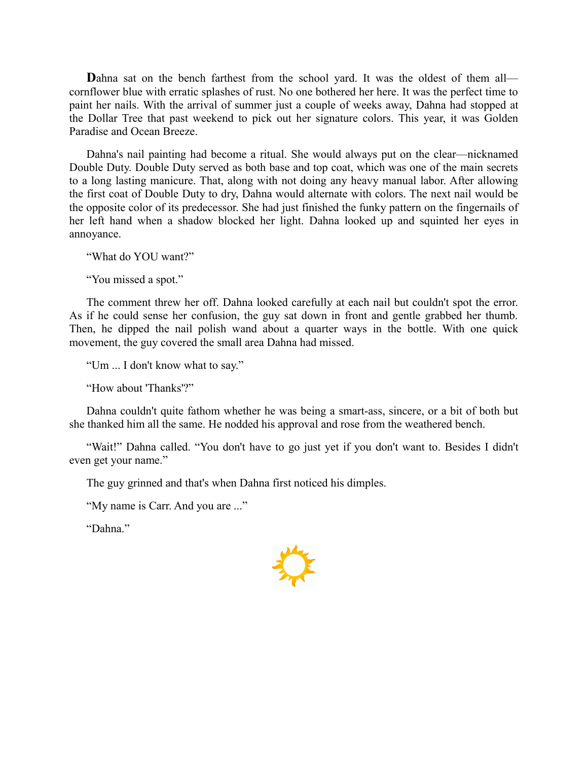**D**ahna sat on the bench farthest from the school yard. It was the oldest of them all—cornflower blue with erratic splashes of rust. No one bothered her here. It was the perfect time to paint her nails. With the arrival of summer just a couple of weeks away, Dahna had stopped at the Dollar Tree that past weekend to pick out her signature colors. This year, it was Golden Paradise and Ocean Breeze.

Dahna's nail painting had become a ritual. She would always put on the clear—nicknamed Double Duty. Double Duty served as both base and top coat, which was one of the main secrets to a long lasting manicure. That, along with not doing any heavy manual labor. After allowing the first coat of Double Duty to dry, Dahna would alternate with colors. The next nail would be the opposite color of its predecessor. She had just finished the funky pattern on the fingernails of her left hand when a shadow blocked her light. Dahna looked up and squinted her eyes in annoyance.

"What do YOU want?"

"You missed a spot."

The comment threw her off. Dahna looked carefully at each nail but couldn't spot the error. As if he could sense her confusion, the guy sat down in front and gentle grabbed her thumb. Then, he dipped the nail polish wand about a quarter ways in the bottle. With one quick movement, the guy covered the small area Dahna had missed.

"Um ... I don't know what to say."

"How about 'Thanks'?"

Dahna couldn't quite fathom whether he was being a smart-ass, sincere, or a bit of both but she thanked him all the same. He nodded his approval and rose from the weathered bench.

"Wait!" Dahna called. "You don't have to go just yet if you don't want to. Besides I didn't even get your name."

The guy grinned and that's when Dahna first noticed his dimples.

"My name is Carr. And you are ..."

"Dahna."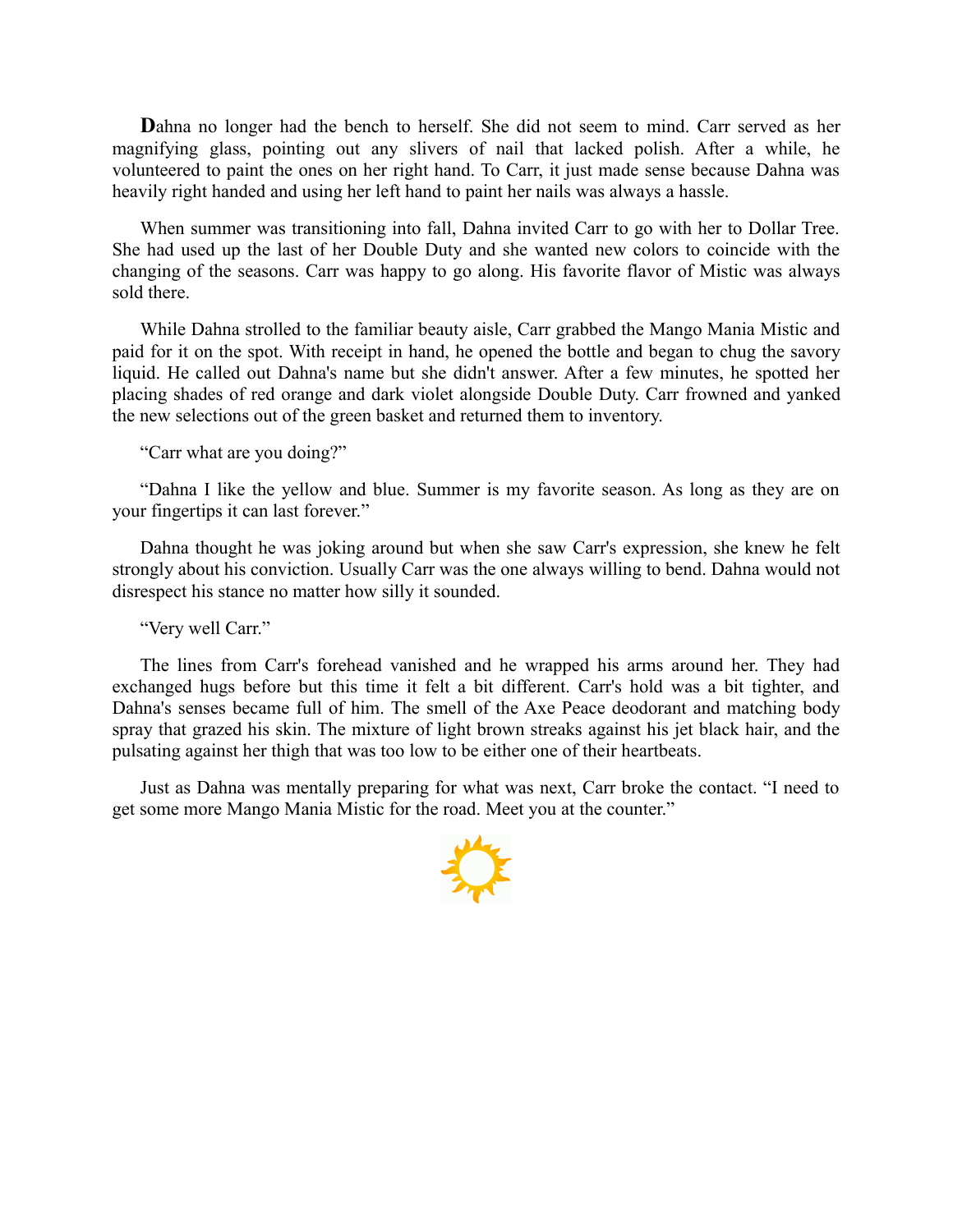Dahna no longer had the bench to herself. She did not seem to mind. Carr served as her magnifying glass, pointing out any slivers of nail that lacked polish. After a while, he volunteered to paint the ones on her right hand. To Carr, it just made sense because Dahna was heavily right handed and using her left hand to paint her nails was always a hassle.

When summer was transitioning into fall, Dahna invited Carr to go with her to Dollar Tree. She had used up the last of her Double Duty and she wanted new colors to coincide with the changing of the seasons. Carr was happy to go along. His favorite flavor of Mistic was always sold there.

While Dahna strolled to the familiar beauty aisle, Carr grabbed the Mango Mania Mistic and paid for it on the spot. With receipt in hand, he opened the bottle and began to chug the savory liquid. He called out Dahna's name but she didn't answer. After a few minutes, he spotted her placing shades of red orange and dark violet alongside Double Duty. Carr frowned and yanked the new selections out of the green basket and returned them to inventory.

“Carr what are you doing?”

“Dahna I like the yellow and blue. Summer is my favorite season. As long as they are on your fingertips it can last forever.”

Dahna thought he was joking around but when she saw Carr's expression, she knew he felt strongly about his conviction. Usually Carr was the one always willing to bend. Dahna would not disrespect his stance no matter how silly it sounded.

“Very well Carr.”

The lines from Carr's forehead vanished and he wrapped his arms around her. They had exchanged hugs before but this time it felt a bit different. Carr's hold was a bit tighter, and Dahna's senses became full of him. The smell of the Axe Peace deodorant and matching body spray that grazed his skin. The mixture of light brown streaks against his jet black hair, and the pulsating against her thigh that was too low to be either one of their heartbeats.

Just as Dahna was mentally preparing for what was next, Carr broke the contact. “I need to get some more Mango Mania Mistic for the road. Meet you at the counter.”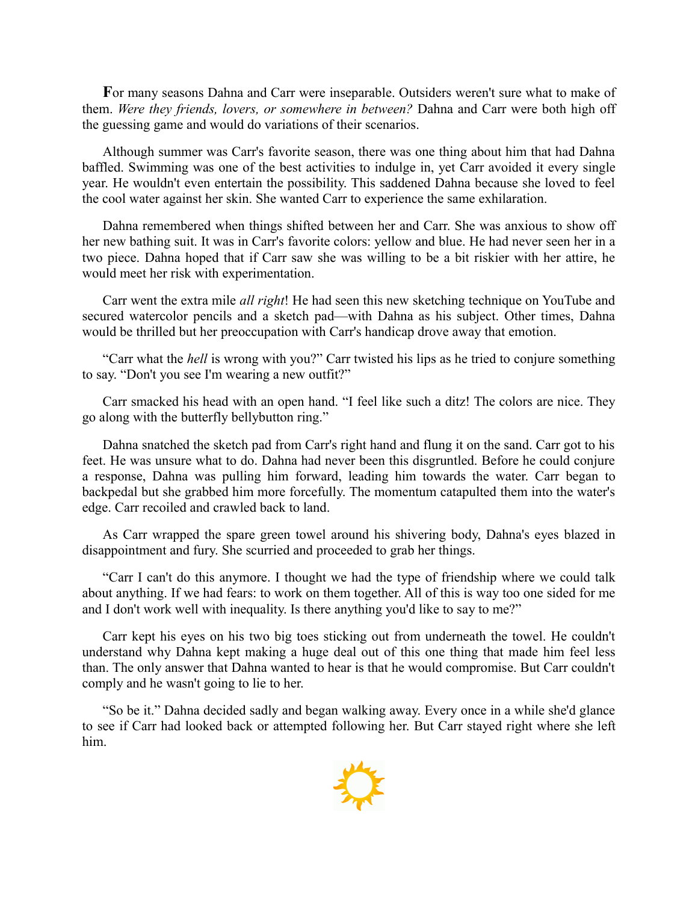**F**or many seasons Dahna and Carr were inseparable. Outsiders weren't sure what to make of them. *Were they friends, lovers, or somewhere in between?* Dahna and Carr were both high off the guessing game and would do variations of their scenarios.

Although summer was Carr's favorite season, there was one thing about him that had Dahna baffled. Swimming was one of the best activities to indulge in, yet Carr avoided it every single year. He wouldn't even entertain the possibility. This saddened Dahna because she loved to feel the cool water against her skin. She wanted Carr to experience the same exhilaration.

Dahna remembered when things shifted between her and Carr. She was anxious to show off her new bathing suit. It was in Carr's favorite colors: yellow and blue. He had never seen her in a two piece. Dahna hoped that if Carr saw she was willing to be a bit riskier with her attire, he would meet her risk with experimentation.

Carr went the extra mile *all right*! He had seen this new sketching technique on YouTube and secured watercolor pencils and a sketch pad—with Dahna as his subject. Other times, Dahna would be thrilled but her preoccupation with Carr's handicap drove away that emotion.

"Carr what the *hell* is wrong with you?" Carr twisted his lips as he tried to conjure something to say. "Don't you see I'm wearing a new outfit?"

Carr smacked his head with an open hand. "I feel like such a ditz! The colors are nice. They go along with the butterfly bellybutton ring."

Dahna snatched the sketch pad from Carr's right hand and flung it on the sand. Carr got to his feet. He was unsure what to do. Dahna had never been this disgruntled. Before he could conjure a response, Dahna was pulling him forward, leading him towards the water. Carr began to backpedal but she grabbed him more forcefully. The momentum catapulted them into the water's edge. Carr recoiled and crawled back to land.

As Carr wrapped the spare green towel around his shivering body, Dahna's eyes blazed in disappointment and fury. She scurried and proceeded to grab her things.

"Carr I can't do this anymore. I thought we had the type of friendship where we could talk about anything. If we had fears: to work on them together. All of this is way too one sided for me and I don't work well with inequality. Is there anything you'd like to say to me?"

Carr kept his eyes on his two big toes sticking out from underneath the towel. He couldn't understand why Dahna kept making a huge deal out of this one thing that made him feel less than. The only answer that Dahna wanted to hear is that he would compromise. But Carr couldn't comply and he wasn't going to lie to her.

"So be it." Dahna decided sadly and began walking away. Every once in a while she'd glance to see if Carr had looked back or attempted following her. But Carr stayed right where she left him.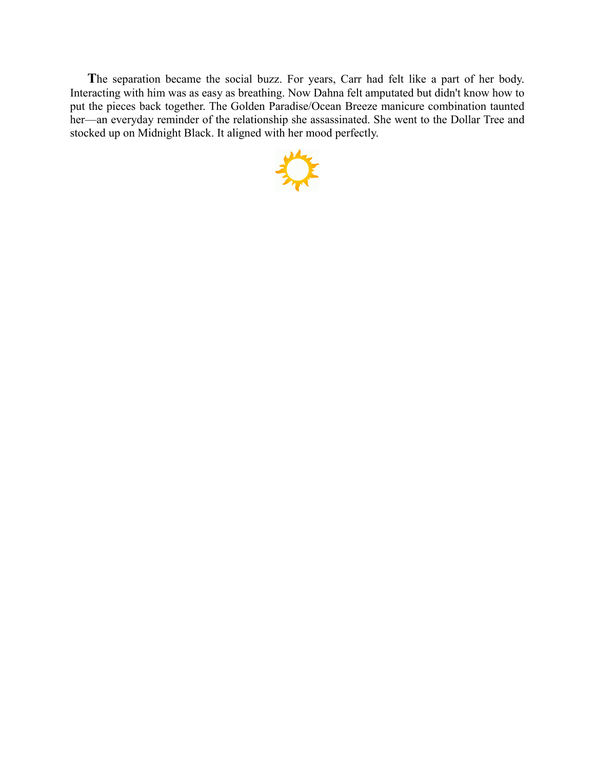The separation became the social buzz. For years, Carr had felt like a part of her body. Interacting with him was as easy as breathing. Now Dahna felt amputated but didn't know how to put the pieces back together. The Golden Paradise/Ocean Breeze manicure combination taunted her—an everyday reminder of the relationship she assassinated. She went to the Dollar Tree and stocked up on Midnight Black. It aligned with her mood perfectly.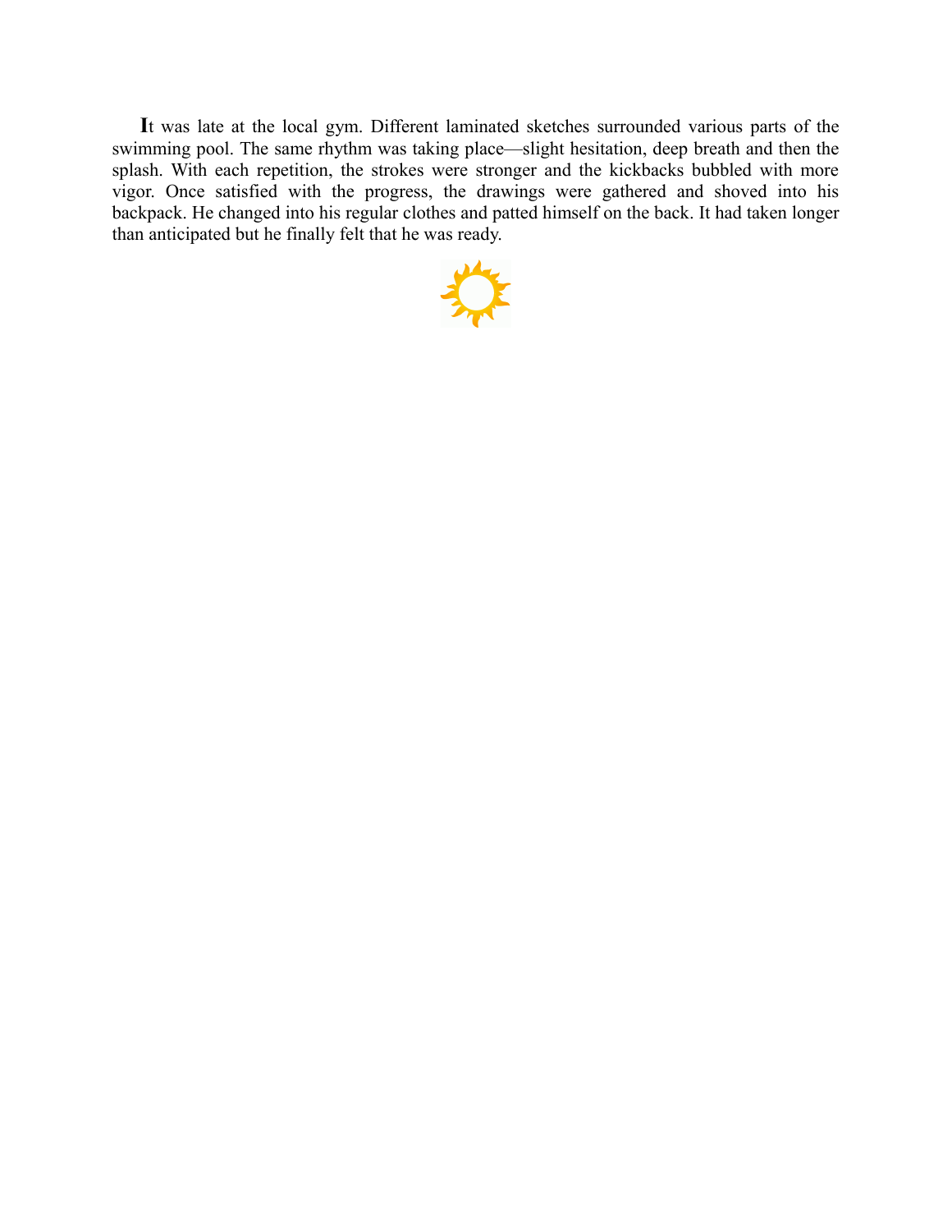It was late at the local gym. Different laminated sketches surrounded various parts of the swimming pool. The same rhythm was taking place—slight hesitation, deep breath and then the splash. With each repetition, the strokes were stronger and the kickbacks bubbled with more vigor. Once satisfied with the progress, the drawings were gathered and shoved into his backpack. He changed into his regular clothes and patted himself on the back. It had taken longer than anticipated but he finally felt that he was ready.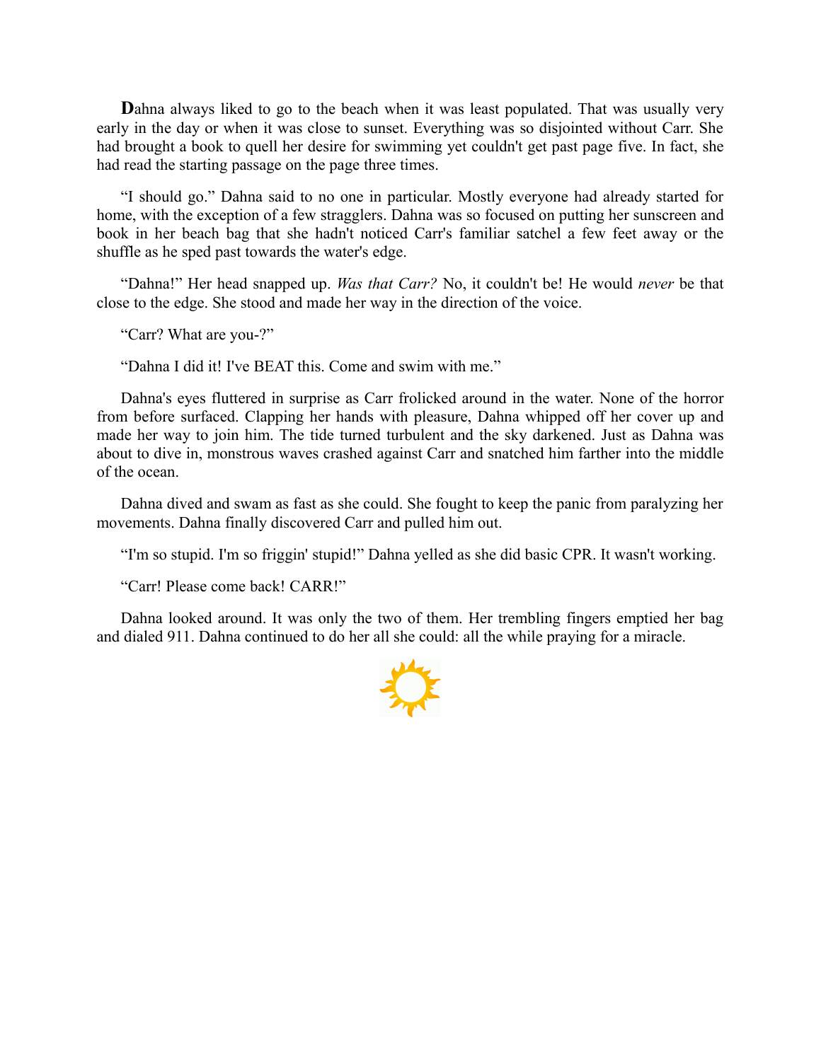**D**ahna always liked to go to the beach when it was least populated. That was usually very early in the day or when it was close to sunset. Everything was so disjointed without Carr. She had brought a book to quell her desire for swimming yet couldn't get past page five. In fact, she had read the starting passage on the page three times.

"I should go." Dahna said to no one in particular. Mostly everyone had already started for home, with the exception of a few stragglers. Dahna was so focused on putting her sunscreen and book in her beach bag that she hadn't noticed Carr's familiar satchel a few feet away or the shuffle as he sped past towards the water's edge.

"Dahna!" Her head snapped up. *Was that Carr?* No, it couldn't be! He would *never* be that close to the edge. She stood and made her way in the direction of the voice.

"Carr? What are you-?"

"Dahna I did it! I've BEAT this. Come and swim with me."

Dahna's eyes fluttered in surprise as Carr frolicked around in the water. None of the horror from before surfaced. Clapping her hands with pleasure, Dahna whipped off her cover up and made her way to join him. The tide turned turbulent and the sky darkened. Just as Dahna was about to dive in, monstrous waves crashed against Carr and snatched him farther into the middle of the ocean.

Dahna dived and swam as fast as she could. She fought to keep the panic from paralyzing her movements. Dahna finally discovered Carr and pulled him out.

"I'm so stupid. I'm so friggin' stupid!" Dahna yelled as she did basic CPR. It wasn't working.

"Carr! Please come back! CARR!"

Dahna looked around. It was only the two of them. Her trembling fingers emptied her bag and dialed 911. Dahna continued to do her all she could: all the while praying for a miracle.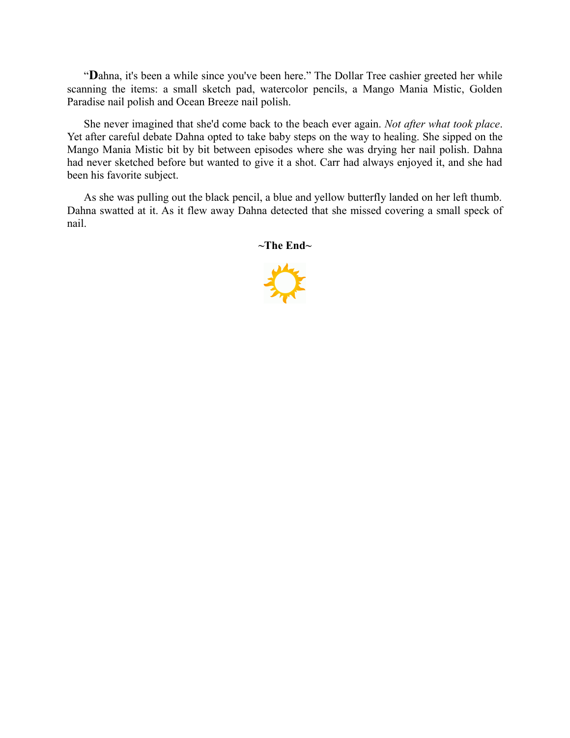"**D**ahna, it's been a while since you've been here." The Dollar Tree cashier greeted her while scanning the items: a small sketch pad, watercolor pencils, a Mango Mania Mistic, Golden Paradise nail polish and Ocean Breeze nail polish.

She never imagined that she'd come back to the beach ever again. *Not after what took place*. Yet after careful debate Dahna opted to take baby steps on the way to healing. She sipped on the Mango Mania Mistic bit by bit between episodes where she was drying her nail polish. Dahna had never sketched before but wanted to give it a shot. Carr had always enjoyed it, and she had been his favorite subject.

As she was pulling out the black pencil, a blue and yellow butterfly landed on her left thumb. Dahna swatted at it. As it flew away Dahna detected that she missed covering a small speck of nail.

**~The End~**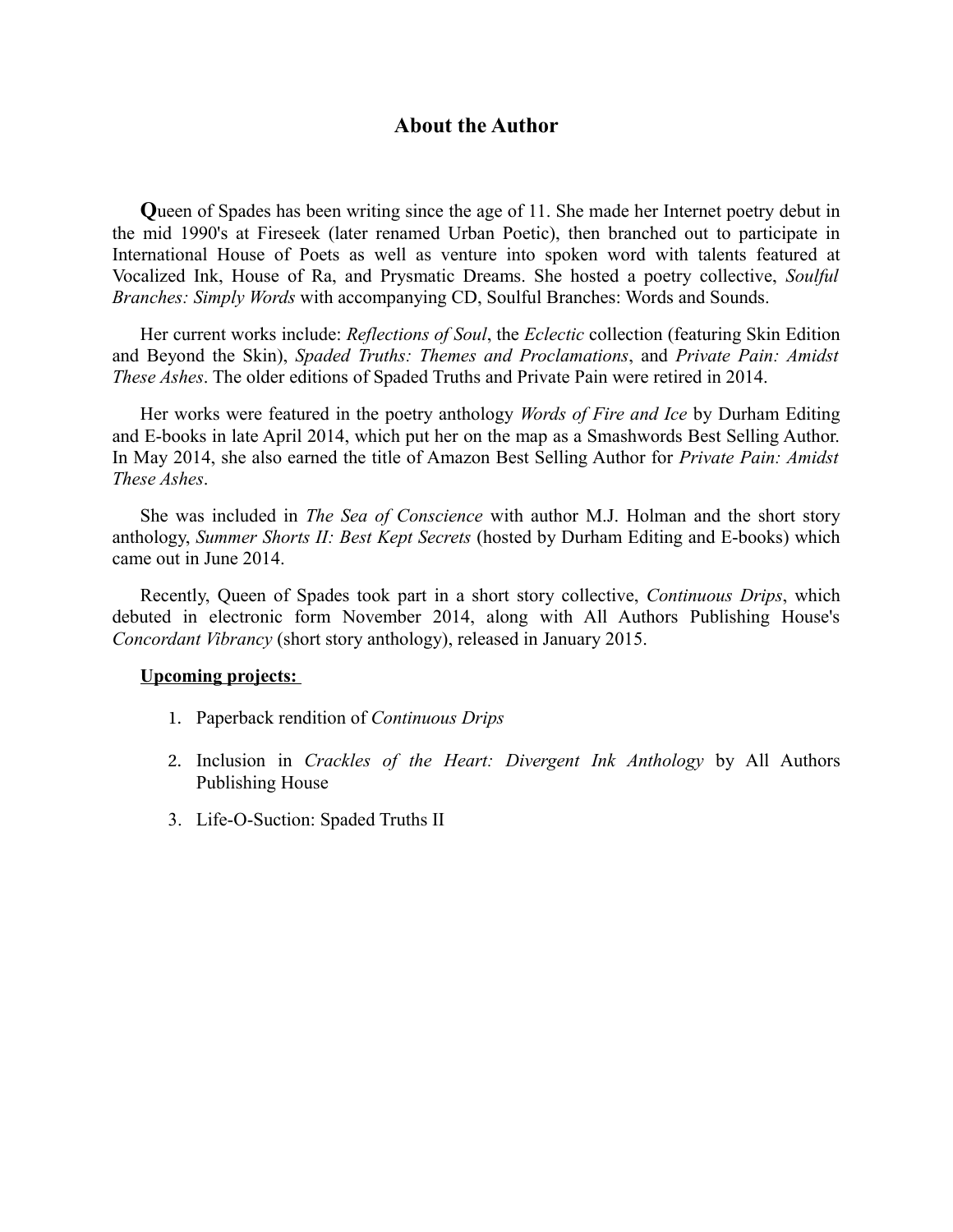# About the Author

**Q**ueen of Spades has been writing since the age of 11. She made her Internet poetry debut in the mid 1990's at Fireseek (later renamed Urban Poetic), then branched out to participate in International House of Poets as well as venture into spoken word with talents featured at Vocalized Ink, House of Ra, and Prysmatic Dreams. She hosted a poetry collective, *Soulful Branches: Simply Words* with accompanying CD, Soulful Branches: Words and Sounds.

Her current works include: *Reflections of Soul*, the *Eclectic* collection (featuring Skin Edition and Beyond the Skin), *Spaded Truths: Themes and Proclamations*, and *Private Pain: Amidst These Ashes*. The older editions of Spaded Truths and Private Pain were retired in 2014.

Her works were featured in the poetry anthology *Words of Fire and Ice* by Durham Editing and E-books in late April 2014, which put her on the map as a Smashwords Best Selling Author. In May 2014, she also earned the title of Amazon Best Selling Author for *Private Pain: Amidst These Ashes*.

She was included in *The Sea of Conscience* with author M.J. Holman and the short story anthology, *Summer Shorts II: Best Kept Secrets* (hosted by Durham Editing and E-books) which came out in June 2014.

Recently, Queen of Spades took part in a short story collective, *Continuous Drips*, which debuted in electronic form November 2014, along with All Authors Publishing House's *Concordant Vibrancy* (short story anthology), released in January 2015.

**Upcoming projects:**

1. Paperback rendition of *Continuous Drips*
2. Inclusion in *Crackles of the Heart: Divergent Ink Anthology* by All Authors Publishing House
3. Life-O-Suction: Spaded Truths II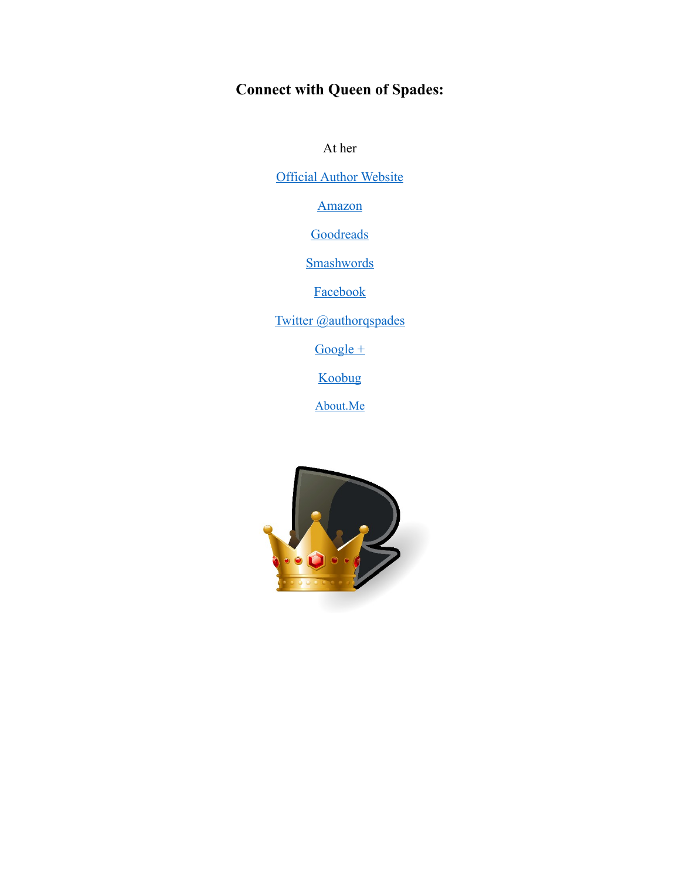### Connect with Queen of Spades:

At her

Official Author Website

Amazon

Goodreads

Smashwords

Facebook

Twitter @authorqspades

Google +

Koobug

About.Me